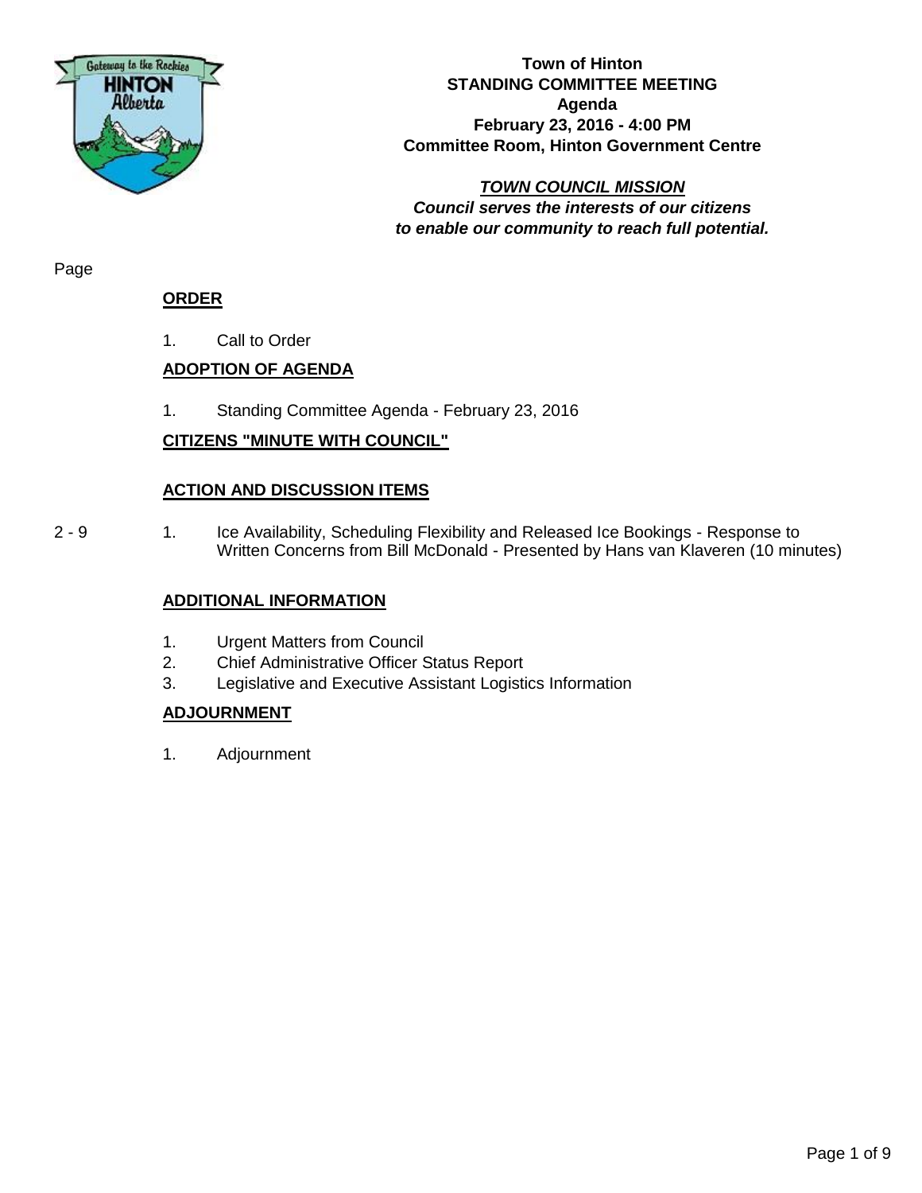**Town of Hinton**
**STANDING COMMITTEE MEETING**
**Agenda**
**February 23, 2016 - 4:00 PM**
**Committee Room, Hinton Government Centre**

***TOWN COUNCIL MISSION***
***Council serves the interests of our citizens to enable our community to reach full potential.***

Page

## ORDER

1. Call to Order

## ADOPTION OF AGENDA

1. Standing Committee Agenda - February 23, 2016

## CITIZENS "MINUTE WITH COUNCIL"

## ACTION AND DISCUSSION ITEMS

2 - 9 | 1. Ice Availability, Scheduling Flexibility and Released Ice Bookings - Response to Written Concerns from Bill McDonald - Presented by Hans van Klaveren (10 minutes)

## ADDITIONAL INFORMATION

1. Urgent Matters from Council
2. Chief Administrative Officer Status Report
3. Legislative and Executive Assistant Logistics Information

## ADJOURNMENT

1. Adjournment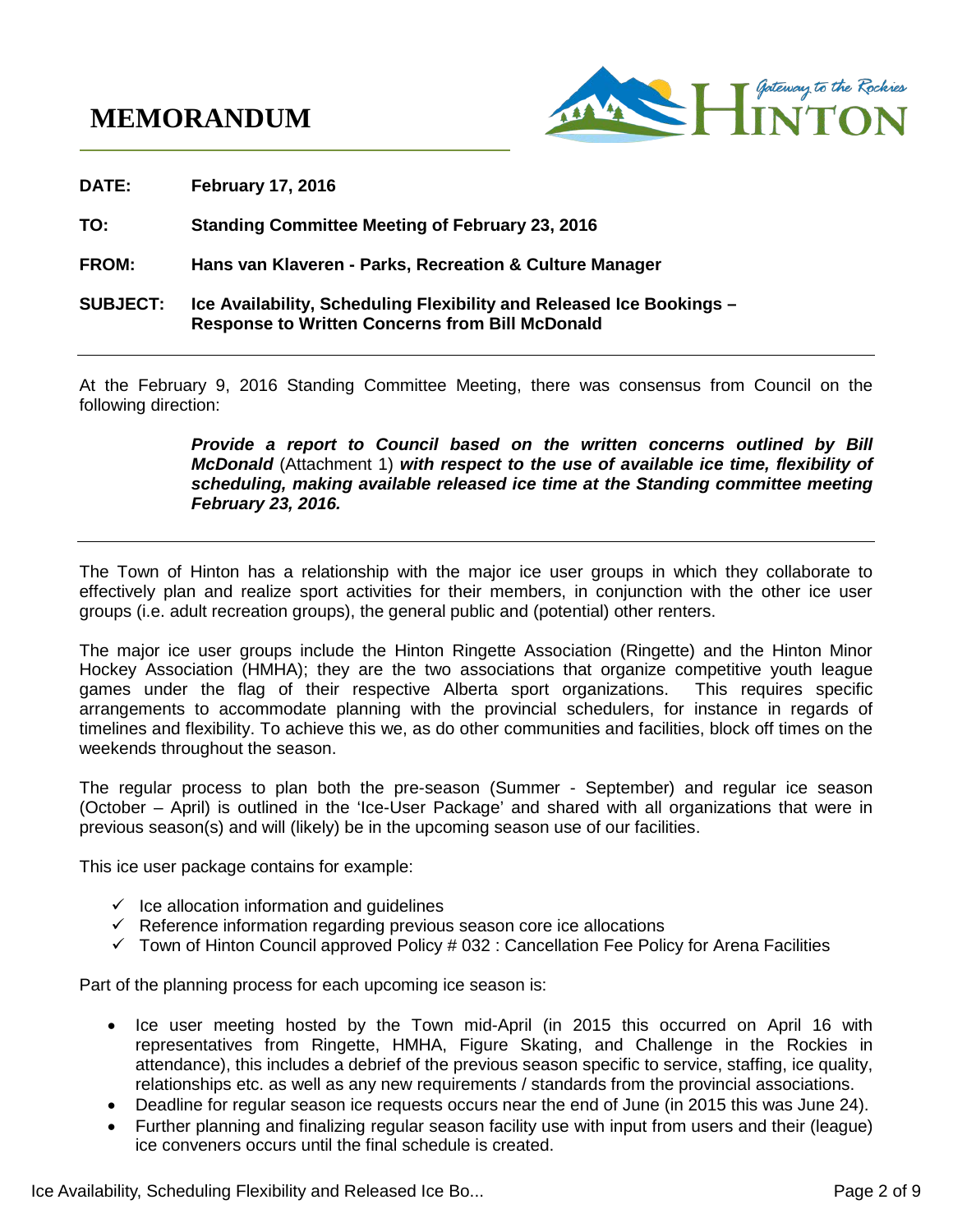# MEMORANDUM

**DATE:** **February 17, 2016**

**TO:** **Standing Committee Meeting of February 23, 2016**

**FROM:** **Hans van Klaveren - Parks, Recreation & Culture Manager**

**SUBJECT:** **Ice Availability, Scheduling Flexibility and Released Ice Bookings – Response to Written Concerns from Bill McDonald**

---

At the February 9, 2016 Standing Committee Meeting, there was consensus from Council on the following direction:

> ***Provide a report to Council based on the written concerns outlined by Bill McDonald*** (Attachment 1) ***with respect to the use of available ice time, flexibility of scheduling, making available released ice time at the Standing committee meeting February 23, 2016.***

---

The Town of Hinton has a relationship with the major ice user groups in which they collaborate to effectively plan and realize sport activities for their members, in conjunction with the other ice user groups (i.e. adult recreation groups), the general public and (potential) other renters.

The major ice user groups include the Hinton Ringette Association (Ringette) and the Hinton Minor Hockey Association (HMHA); they are the two associations that organize competitive youth league games under the flag of their respective Alberta sport organizations. This requires specific arrangements to accommodate planning with the provincial schedulers, for instance in regards of timelines and flexibility. To achieve this we, as do other communities and facilities, block off times on the weekends throughout the season.

The regular process to plan both the pre-season (Summer - September) and regular ice season (October – April) is outlined in the 'Ice-User Package' and shared with all organizations that were in previous season(s) and will (likely) be in the upcoming season use of our facilities.

This ice user package contains for example:

- ✓ Ice allocation information and guidelines
- ✓ Reference information regarding previous season core ice allocations
- ✓ Town of Hinton Council approved Policy # 032 : Cancellation Fee Policy for Arena Facilities

Part of the planning process for each upcoming ice season is:

- Ice user meeting hosted by the Town mid-April (in 2015 this occurred on April 16 with representatives from Ringette, HMHA, Figure Skating, and Challenge in the Rockies in attendance), this includes a debrief of the previous season specific to service, staffing, ice quality, relationships etc. as well as any new requirements / standards from the provincial associations.
- Deadline for regular season ice requests occurs near the end of June (in 2015 this was June 24).
- Further planning and finalizing regular season facility use with input from users and their (league) ice conveners occurs until the final schedule is created.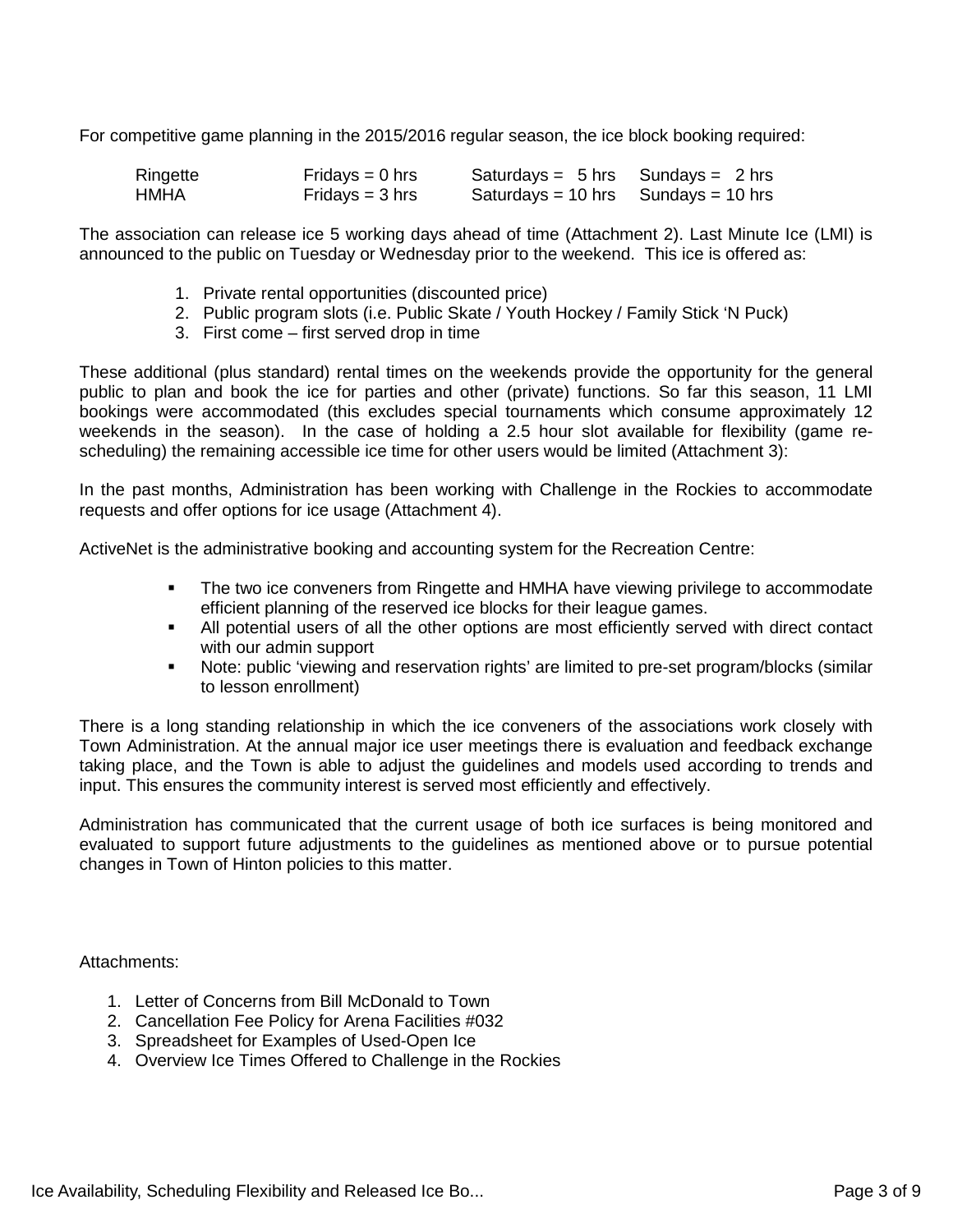For competitive game planning in the 2015/2016 regular season, the ice block booking required:

| | | | |
|---|---|---|---|
| Ringette | Fridays = 0 hrs | Saturdays = 5 hrs | Sundays = 2 hrs |
| HMHA | Fridays = 3 hrs | Saturdays = 10 hrs | Sundays = 10 hrs |

The association can release ice 5 working days ahead of time (Attachment 2). Last Minute Ice (LMI) is announced to the public on Tuesday or Wednesday prior to the weekend. This ice is offered as:

1. Private rental opportunities (discounted price)
2. Public program slots (i.e. Public Skate / Youth Hockey / Family Stick 'N Puck)
3. First come – first served drop in time

These additional (plus standard) rental times on the weekends provide the opportunity for the general public to plan and book the ice for parties and other (private) functions. So far this season, 11 LMI bookings were accommodated (this excludes special tournaments which consume approximately 12 weekends in the season). In the case of holding a 2.5 hour slot available for flexibility (game re-scheduling) the remaining accessible ice time for other users would be limited (Attachment 3):

In the past months, Administration has been working with Challenge in the Rockies to accommodate requests and offer options for ice usage (Attachment 4).

ActiveNet is the administrative booking and accounting system for the Recreation Centre:

- The two ice conveners from Ringette and HMHA have viewing privilege to accommodate efficient planning of the reserved ice blocks for their league games.
- All potential users of all the other options are most efficiently served with direct contact with our admin support
- Note: public 'viewing and reservation rights' are limited to pre-set program/blocks (similar to lesson enrollment)

There is a long standing relationship in which the ice conveners of the associations work closely with Town Administration. At the annual major ice user meetings there is evaluation and feedback exchange taking place, and the Town is able to adjust the guidelines and models used according to trends and input. This ensures the community interest is served most efficiently and effectively.

Administration has communicated that the current usage of both ice surfaces is being monitored and evaluated to support future adjustments to the guidelines as mentioned above or to pursue potential changes in Town of Hinton policies to this matter.

Attachments:

1. Letter of Concerns from Bill McDonald to Town
2. Cancellation Fee Policy for Arena Facilities #032
3. Spreadsheet for Examples of Used-Open Ice
4. Overview Ice Times Offered to Challenge in the Rockies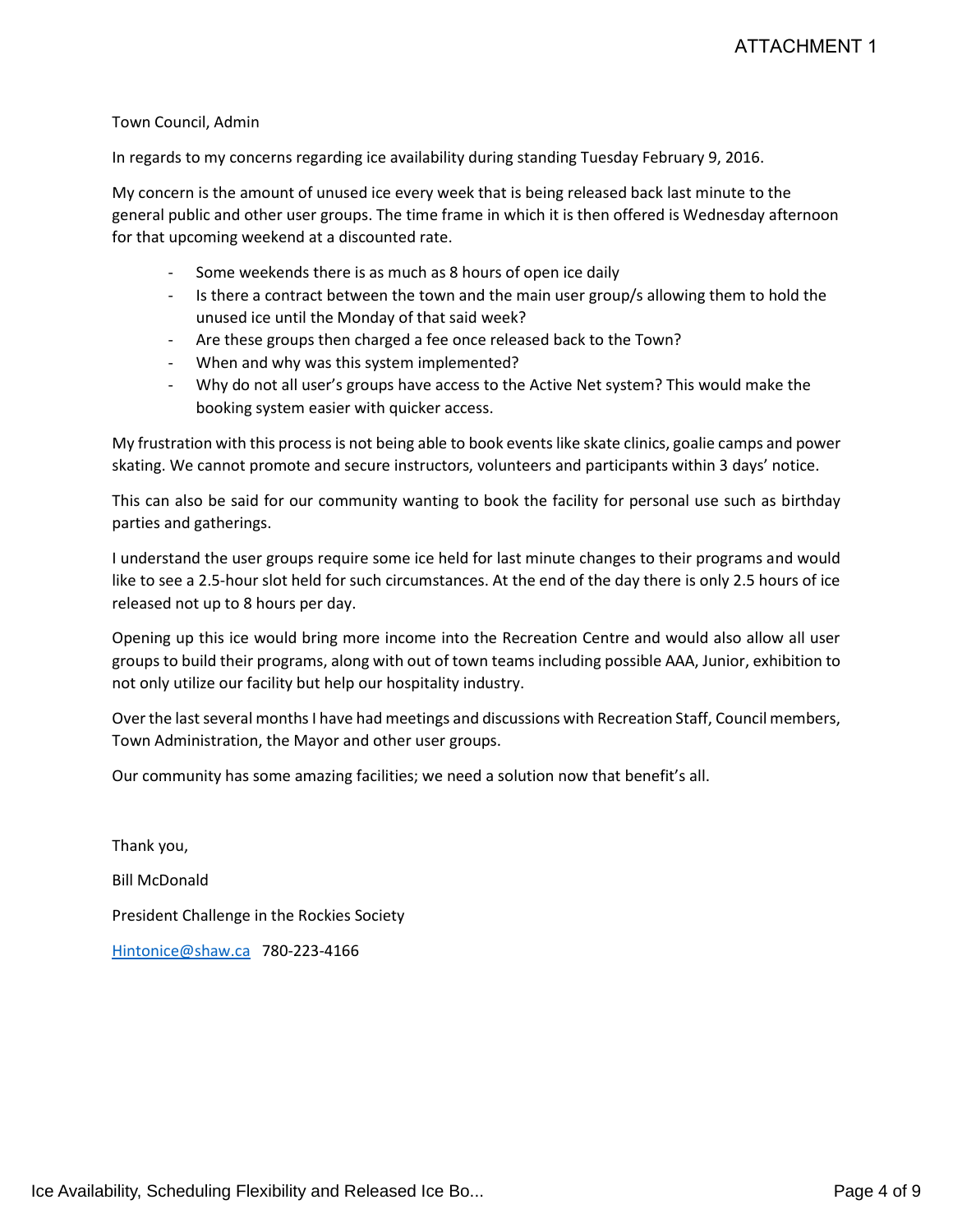ATTACHMENT 1

Town Council, Admin

In regards to my concerns regarding ice availability during standing Tuesday February 9, 2016.

My concern is the amount of unused ice every week that is being released back last minute to the general public and other user groups. The time frame in which it is then offered is Wednesday afternoon for that upcoming weekend at a discounted rate.

- Some weekends there is as much as 8 hours of open ice daily
- Is there a contract between the town and the main user group/s allowing them to hold the unused ice until the Monday of that said week?
- Are these groups then charged a fee once released back to the Town?
- When and why was this system implemented?
- Why do not all user's groups have access to the Active Net system? This would make the booking system easier with quicker access.

My frustration with this process is not being able to book events like skate clinics, goalie camps and power skating. We cannot promote and secure instructors, volunteers and participants within 3 days' notice.

This can also be said for our community wanting to book the facility for personal use such as birthday parties and gatherings.

I understand the user groups require some ice held for last minute changes to their programs and would like to see a 2.5-hour slot held for such circumstances. At the end of the day there is only 2.5 hours of ice released not up to 8 hours per day.

Opening up this ice would bring more income into the Recreation Centre and would also allow all user groups to build their programs, along with out of town teams including possible AAA, Junior, exhibition to not only utilize our facility but help our hospitality industry.

Over the last several months I have had meetings and discussions with Recreation Staff, Council members, Town Administration, the Mayor and other user groups.

Our community has some amazing facilities; we need a solution now that benefit's all.

Thank you,

Bill McDonald

President Challenge in the Rockies Society

Hintonice@shaw.ca 780-223-4166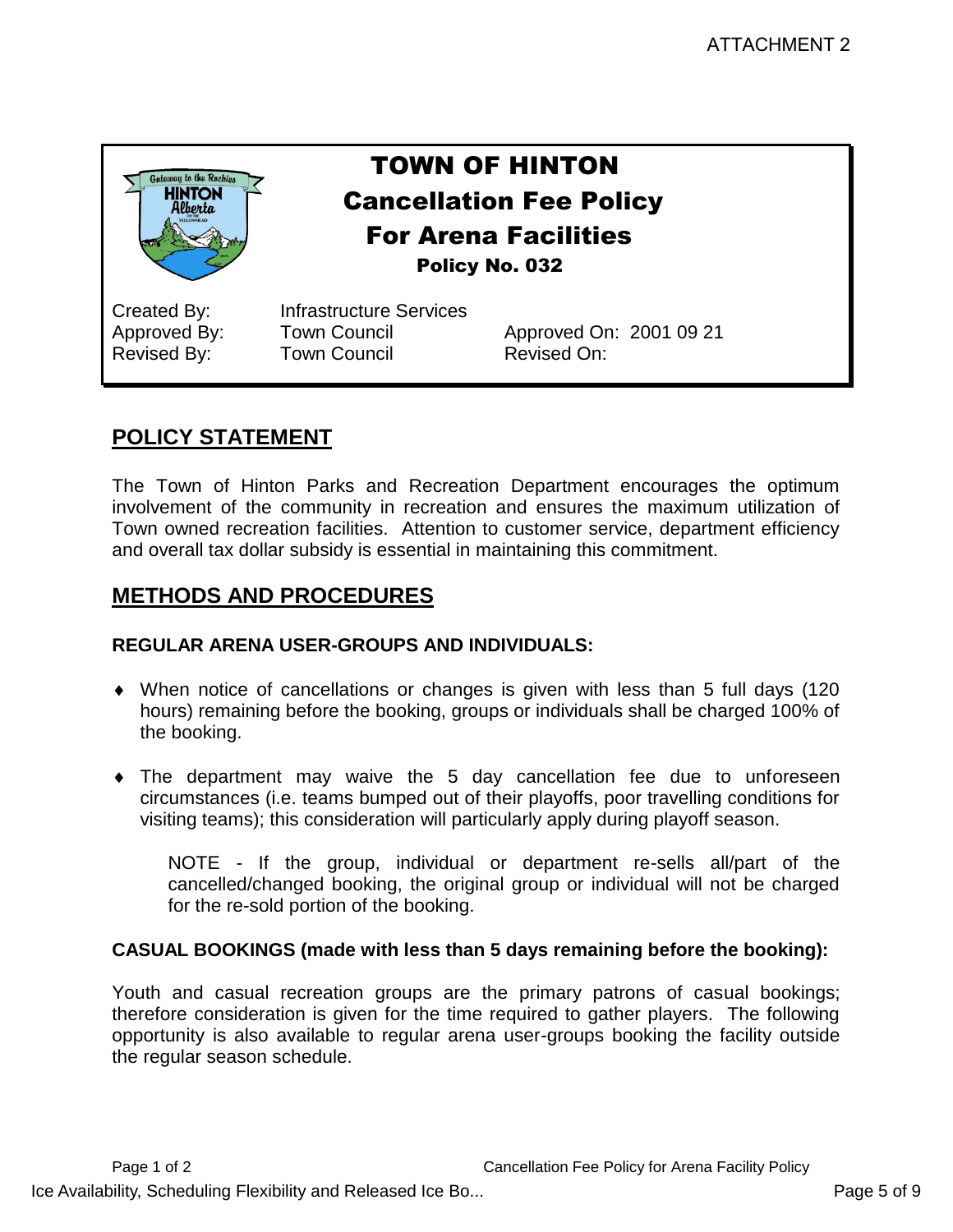ATTACHMENT 2

# TOWN OF HINTON
## Cancellation Fee Policy
## For Arena Facilities
### Policy No. 032

| | | |
|---|---|---|
| Created By: | Infrastructure Services | |
| Approved By: | Town Council | Approved On: 2001 09 21 |
| Revised By: | Town Council | Revised On: |

## POLICY STATEMENT

The Town of Hinton Parks and Recreation Department encourages the optimum involvement of the community in recreation and ensures the maximum utilization of Town owned recreation facilities. Attention to customer service, department efficiency and overall tax dollar subsidy is essential in maintaining this commitment.

## METHODS AND PROCEDURES

### REGULAR ARENA USER-GROUPS AND INDIVIDUALS:

- When notice of cancellations or changes is given with less than 5 full days (120 hours) remaining before the booking, groups or individuals shall be charged 100% of the booking.
- The department may waive the 5 day cancellation fee due to unforeseen circumstances (i.e. teams bumped out of their playoffs, poor travelling conditions for visiting teams); this consideration will particularly apply during playoff season.

  NOTE - If the group, individual or department re-sells all/part of the cancelled/changed booking, the original group or individual will not be charged for the re-sold portion of the booking.

### CASUAL BOOKINGS (made with less than 5 days remaining before the booking):

Youth and casual recreation groups are the primary patrons of casual bookings; therefore consideration is given for the time required to gather players. The following opportunity is also available to regular arena user-groups booking the facility outside the regular season schedule.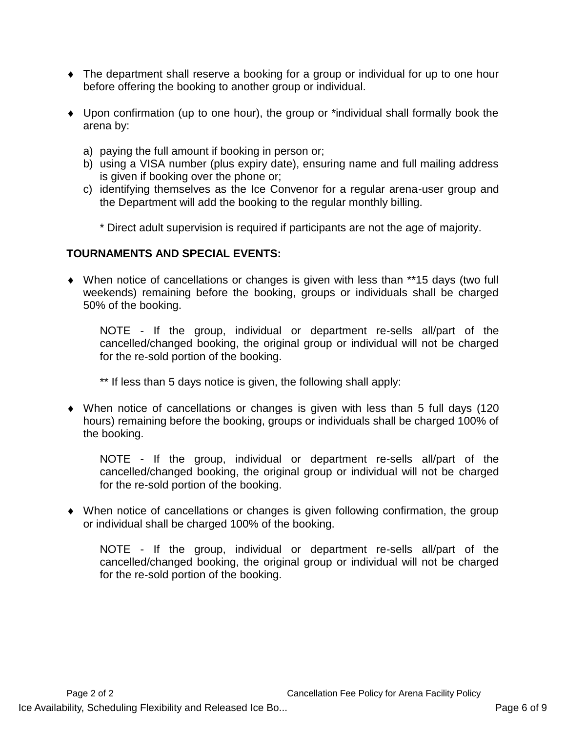- The department shall reserve a booking for a group or individual for up to one hour before offering the booking to another group or individual.

- Upon confirmation (up to one hour), the group or *individual shall formally book the arena by:

  a) paying the full amount if booking in person or;
  b) using a VISA number (plus expiry date), ensuring name and full mailing address is given if booking over the phone or;
  c) identifying themselves as the Ice Convenor for a regular arena-user group and the Department will add the booking to the regular monthly billing.

  * Direct adult supervision is required if participants are not the age of majority.

**TOURNAMENTS AND SPECIAL EVENTS:**

- When notice of cancellations or changes is given with less than **15 days (two full weekends) remaining before the booking, groups or individuals shall be charged 50% of the booking.

  NOTE - If the group, individual or department re-sells all/part of the cancelled/changed booking, the original group or individual will not be charged for the re-sold portion of the booking.

  ** If less than 5 days notice is given, the following shall apply:

- When notice of cancellations or changes is given with less than 5 full days (120 hours) remaining before the booking, groups or individuals shall be charged 100% of the booking.

  NOTE - If the group, individual or department re-sells all/part of the cancelled/changed booking, the original group or individual will not be charged for the re-sold portion of the booking.

- When notice of cancellations or changes is given following confirmation, the group or individual shall be charged 100% of the booking.

  NOTE - If the group, individual or department re-sells all/part of the cancelled/changed booking, the original group or individual will not be charged for the re-sold portion of the booking.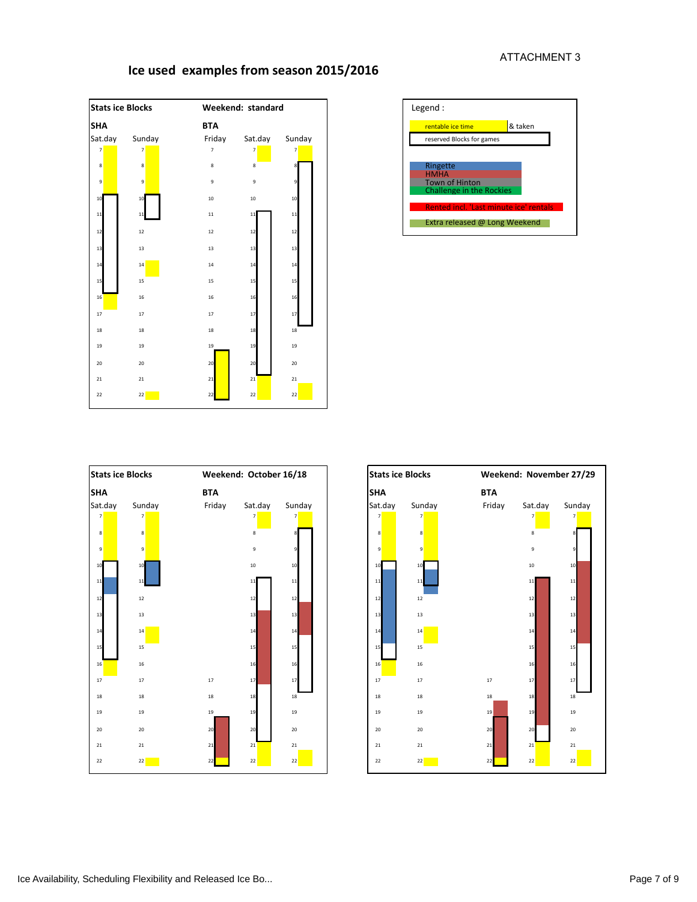ATTACHMENT 3

## Ice used examples from season 2015/2016

**Stats ice Blocks** — **Weekend: standard**

| SHA | | BTA | | |
|---|---|---|---|---|
| Sat.day | Sunday | Friday | Sat.day | Sunday |
| 7 | 7 | 7 | 7 | 7 |
| 8 | 8 | 8 | 8 | 8 |
| 9 | 9 | 9 | 9 | 9 |
| 10 | 10 | 10 | 10 | 10 |
| 11 | 11 | 11 | 11 | 11 |
| 12 | 12 | 12 | 12 | 12 |
| 13 | 13 | 13 | 13 | 13 |
| 14 | 14 | 14 | 14 | 14 |
| 15 | 15 | 15 | 15 | 15 |
| 16 | 16 | 16 | 16 | 16 |
| 17 | 17 | 17 | 17 | 17 |
| 18 | 18 | 18 | 18 | 18 |
| 19 | 19 | 19 | 19 | 19 |
| 20 | 20 | 20 | 20 | 20 |
| 21 | 21 | 21 | 21 | 21 |
| 22 | 22 | 22 | 22 | 22 |

**Legend :**

- rentable ice time & taken
- reserved Blocks for games
- Ringette
- HMHA
- Town of Hinton
- Challenge in the Rockies
- Rented incl. 'Last minute ice' rentals
- Extra released @ Long Weekend

**Stats ice Blocks** — **Weekend: October 16/18**

| SHA | | BTA | | |
|---|---|---|---|---|
| Sat.day | Sunday | Friday | Sat.day | Sunday |
| 7 | 7 | | 7 | 7 |
| 8 | 8 | | 8 | 8 |
| 9 | 9 | | 9 | 9 |
| 10 | 10 | | 10 | 10 |
| 11 | 11 | | 11 | 11 |
| 12 | 12 | | 12 | 12 |
| 13 | 13 | | 13 | 13 |
| 14 | 14 | | 14 | 14 |
| 15 | 15 | | 15 | 15 |
| 16 | 16 | | 16 | 16 |
| 17 | 17 | 17 | 17 | 17 |
| 18 | 18 | 18 | 18 | 18 |
| 19 | 19 | 19 | 19 | 19 |
| 20 | 20 | 20 | 20 | 20 |
| 21 | 21 | 21 | 21 | 21 |
| 22 | 22 | 22 | 22 | 22 |

**Stats ice Blocks** — **Weekend: November 27/29**

| SHA | | BTA | | |
|---|---|---|---|---|
| Sat.day | Sunday | Friday | Sat.day | Sunday |
| 7 | 7 | | 7 | 7 |
| 8 | 8 | | 8 | 8 |
| 9 | 9 | | 9 | 9 |
| 10 | 10 | | 10 | 10 |
| 11 | 11 | | 11 | 11 |
| 12 | 12 | | 12 | 12 |
| 13 | 13 | | 13 | 13 |
| 14 | 14 | | 14 | 14 |
| 15 | 15 | | 15 | 15 |
| 16 | 16 | | 16 | 16 |
| 17 | 17 | 17 | 17 | 17 |
| 18 | 18 | 18 | 18 | 18 |
| 19 | 19 | 19 | 19 | 19 |
| 20 | 20 | 20 | 20 | 20 |
| 21 | 21 | 21 | 21 | 21 |
| 22 | 22 | 22 | 22 | 22 |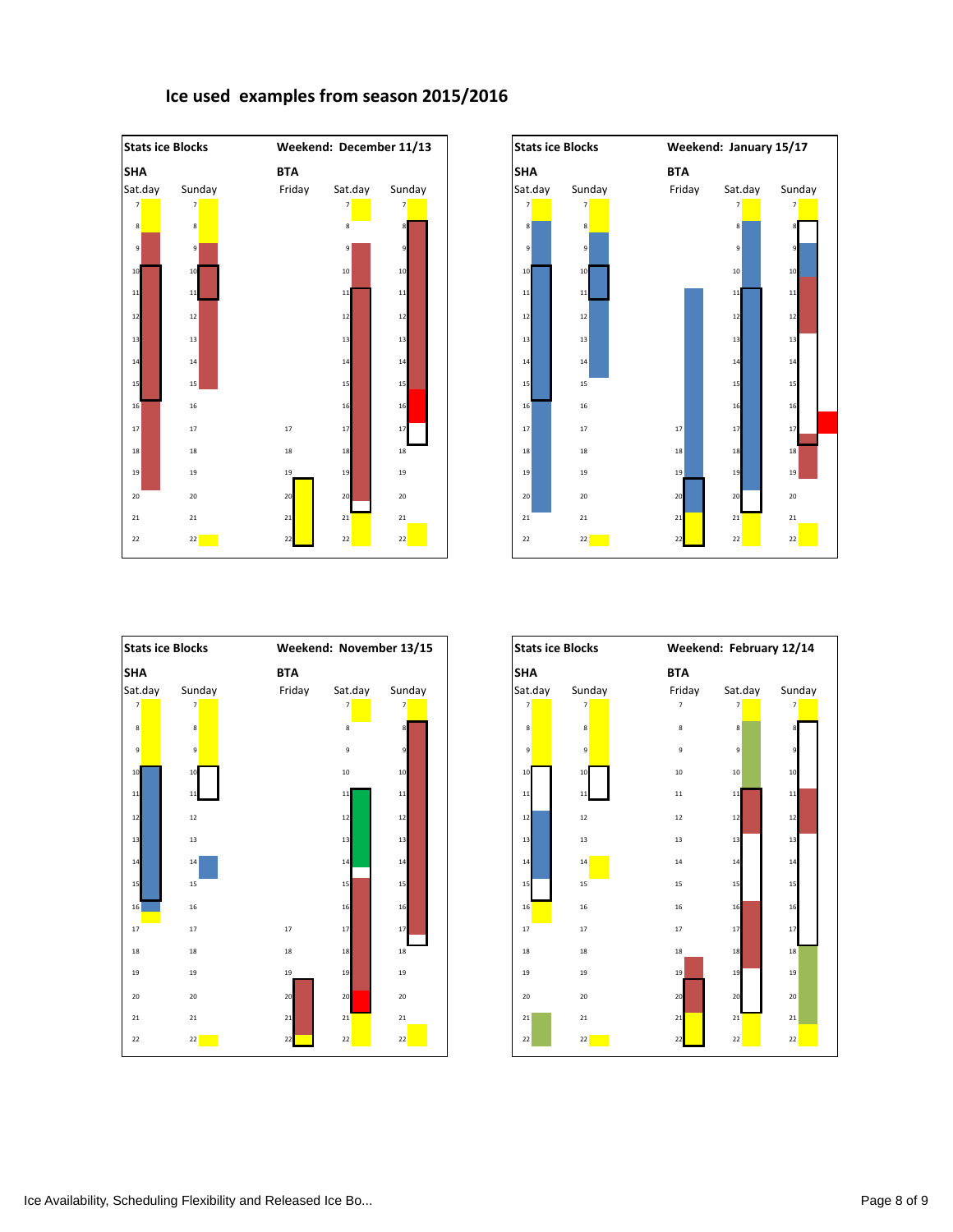## Ice used examples from season 2015/2016

**Stats ice Blocks** — **Weekend: December 11/13**

| SHA | | BTA | | |
|---|---|---|---|---|
| Sat.day | Sunday | Friday | Sat.day | Sunday |

**Stats ice Blocks** — **Weekend: January 15/17**

| SHA | | BTA | | |
|---|---|---|---|---|
| Sat.day | Sunday | Friday | Sat.day | Sunday |

**Stats ice Blocks** — **Weekend: November 13/15**

| SHA | | BTA | | |
|---|---|---|---|---|
| Sat.day | Sunday | Friday | Sat.day | Sunday |

**Stats ice Blocks** — **Weekend: February 12/14**

| SHA | | BTA | | |
|---|---|---|---|---|
| Sat.day | Sunday | Friday | Sat.day | Sunday |

Hours shown in each column: 7, 8, 9, 10, 11, 12, 13, 14, 15, 16, 17, 18, 19, 20, 21, 22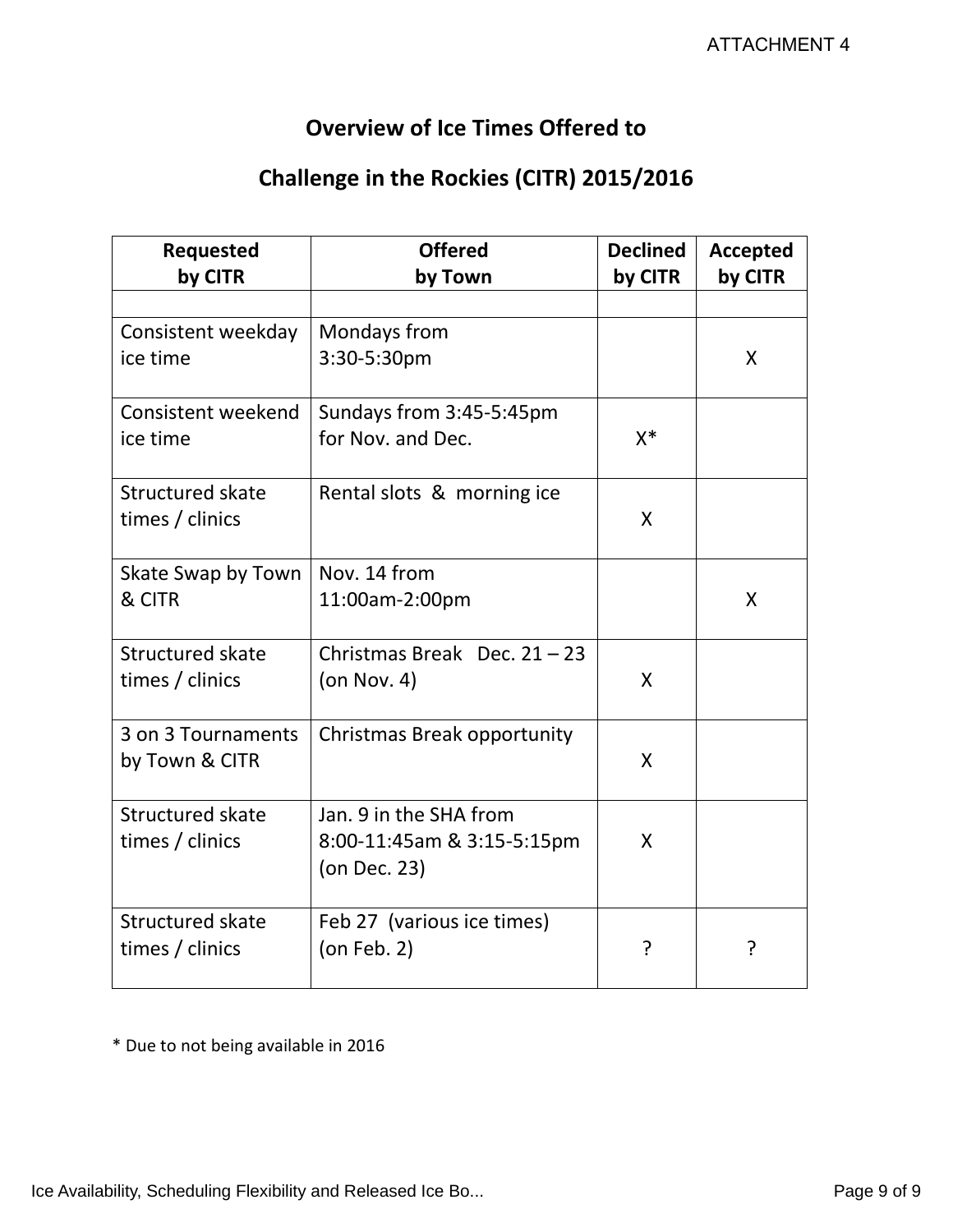ATTACHMENT 4

# Overview of Ice Times Offered to

# Challenge in the Rockies (CITR) 2015/2016

| Requested by CITR | Offered by Town | Declined by CITR | Accepted by CITR |
|---|---|---|---|
| | | | |
| Consistent weekday ice time | Mondays from 3:30-5:30pm | | X |
| Consistent weekend ice time | Sundays from 3:45-5:45pm for Nov. and Dec. | X* | |
| Structured skate times / clinics | Rental slots & morning ice | X | |
| Skate Swap by Town & CITR | Nov. 14 from 11:00am-2:00pm | | X |
| Structured skate times / clinics | Christmas Break Dec. 21 – 23 (on Nov. 4) | X | |
| 3 on 3 Tournaments by Town & CITR | Christmas Break opportunity | X | |
| Structured skate times / clinics | Jan. 9 in the SHA from 8:00-11:45am & 3:15-5:15pm (on Dec. 23) | X | |
| Structured skate times / clinics | Feb 27 (various ice times) (on Feb. 2) | ? | ? |

* Due to not being available in 2016